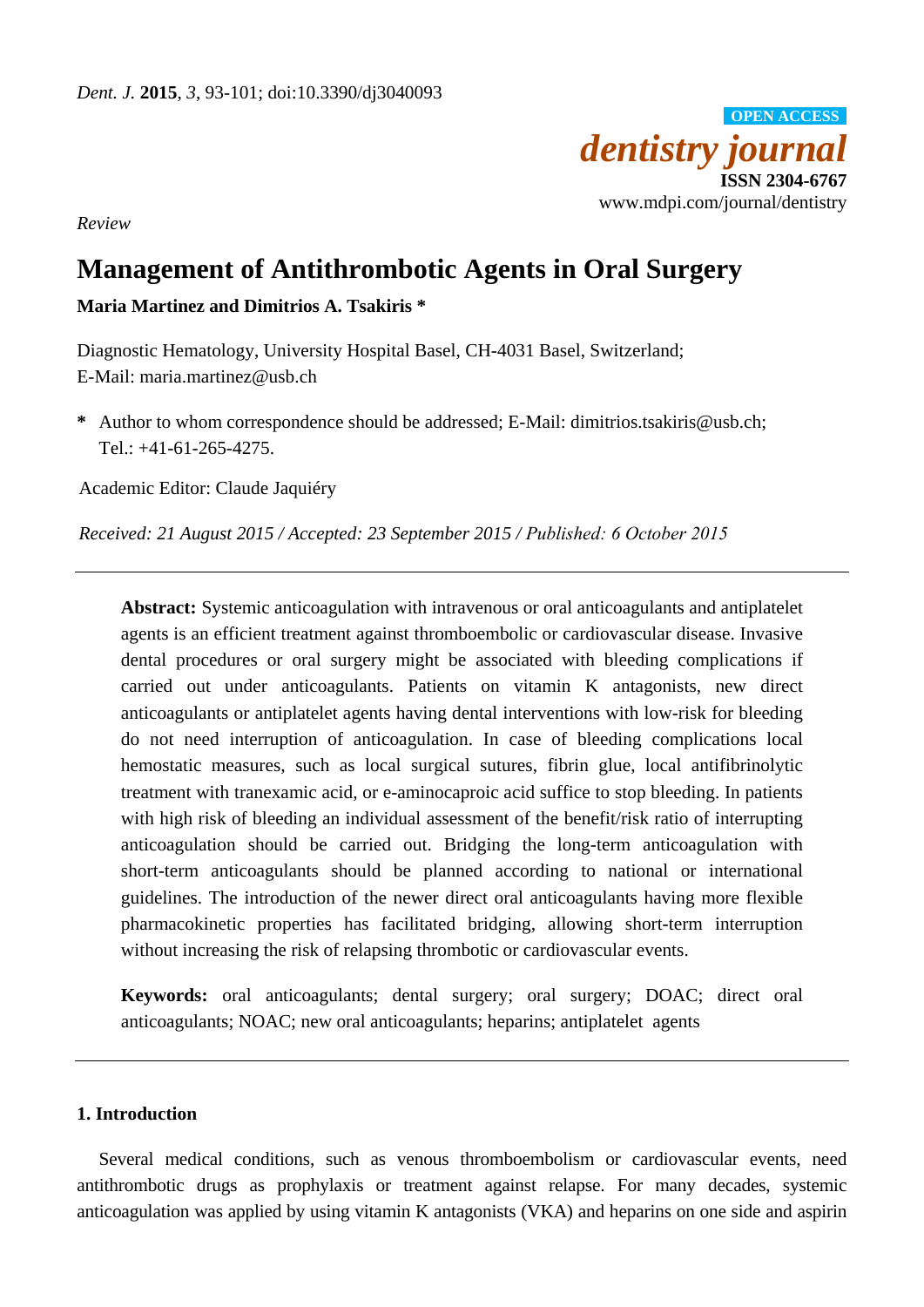*Dent. J.* **2015**, *3*, 93-101; doi:10.3390/dj3040093

OPEN ACCESS

*dentistry journal*

**ISSN 2304-6767**

www.mdpi.com/journal/dentistry

*Review*

# Management of Antithrombotic Agents in Oral Surgery

**Maria Martinez and Dimitrios A. Tsakiris \***

Diagnostic Hematology, University Hospital Basel, CH-4031 Basel, Switzerland;
E-Mail: maria.martinez@usb.ch

**\*** Author to whom correspondence should be addressed; E-Mail: dimitrios.tsakiris@usb.ch;
Tel.: +41-61-265-4275.

Academic Editor: Claude Jaquiéry

*Received: 21 August 2015 / Accepted: 23 September 2015 / Published: 6 October 2015*

---

**Abstract:** Systemic anticoagulation with intravenous or oral anticoagulants and antiplatelet agents is an efficient treatment against thromboembolic or cardiovascular disease. Invasive dental procedures or oral surgery might be associated with bleeding complications if carried out under anticoagulants. Patients on vitamin K antagonists, new direct anticoagulants or antiplatelet agents having dental interventions with low-risk for bleeding do not need interruption of anticoagulation. In case of bleeding complications local hemostatic measures, such as local surgical sutures, fibrin glue, local antifibrinolytic treatment with tranexamic acid, or e-aminocaproic acid suffice to stop bleeding. In patients with high risk of bleeding an individual assessment of the benefit/risk ratio of interrupting anticoagulation should be carried out. Bridging the long-term anticoagulation with short-term anticoagulants should be planned according to national or international guidelines. The introduction of the newer direct oral anticoagulants having more flexible pharmacokinetic properties has facilitated bridging, allowing short-term interruption without increasing the risk of relapsing thrombotic or cardiovascular events.

**Keywords:** oral anticoagulants; dental surgery; oral surgery; DOAC; direct oral anticoagulants; NOAC; new oral anticoagulants; heparins; antiplatelet agents

---

## 1. Introduction

Several medical conditions, such as venous thromboembolism or cardiovascular events, need antithrombotic drugs as prophylaxis or treatment against relapse. For many decades, systemic anticoagulation was applied by using vitamin K antagonists (VKA) and heparins on one side and aspirin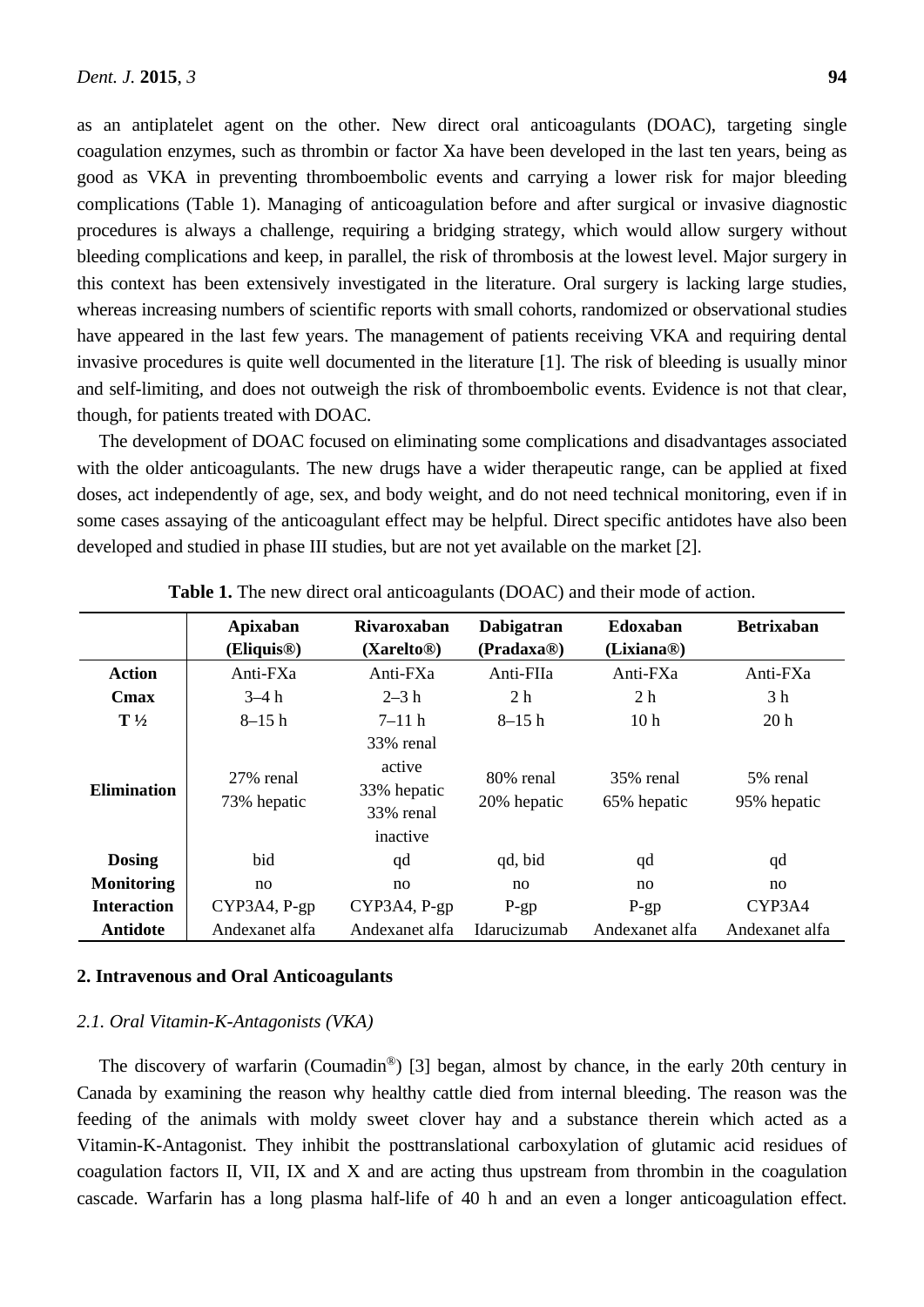as an antiplatelet agent on the other. New direct oral anticoagulants (DOAC), targeting single coagulation enzymes, such as thrombin or factor Xa have been developed in the last ten years, being as good as VKA in preventing thromboembolic events and carrying a lower risk for major bleeding complications (Table 1). Managing of anticoagulation before and after surgical or invasive diagnostic procedures is always a challenge, requiring a bridging strategy, which would allow surgery without bleeding complications and keep, in parallel, the risk of thrombosis at the lowest level. Major surgery in this context has been extensively investigated in the literature. Oral surgery is lacking large studies, whereas increasing numbers of scientific reports with small cohorts, randomized or observational studies have appeared in the last few years. The management of patients receiving VKA and requiring dental invasive procedures is quite well documented in the literature [1]. The risk of bleeding is usually minor and self-limiting, and does not outweigh the risk of thromboembolic events. Evidence is not that clear, though, for patients treated with DOAC.

The development of DOAC focused on eliminating some complications and disadvantages associated with the older anticoagulants. The new drugs have a wider therapeutic range, can be applied at fixed doses, act independently of age, sex, and body weight, and do not need technical monitoring, even if in some cases assaying of the anticoagulant effect may be helpful. Direct specific antidotes have also been developed and studied in phase III studies, but are not yet available on the market [2].

**Table 1.** The new direct oral anticoagulants (DOAC) and their mode of action.

| | **Apixaban (Eliquis®)** | **Rivaroxaban (Xarelto®)** | **Dabigatran (Pradaxa®)** | **Edoxaban (Lixiana®)** | **Betrixaban** |
|---|---|---|---|---|---|
| **Action** | Anti-FXa | Anti-FXa | Anti-FIIa | Anti-FXa | Anti-FXa |
| **Cmax** | 3–4 h | 2–3 h | 2 h | 2 h | 3 h |
| **T ½** | 8–15 h | 7–11 h | 8–15 h | 10 h | 20 h |
| **Elimination** | 27% renal 73% hepatic | 33% renal active 33% hepatic 33% renal inactive | 80% renal 20% hepatic | 35% renal 65% hepatic | 5% renal 95% hepatic |
| **Dosing** | bid | qd | qd, bid | qd | qd |
| **Monitoring** | no | no | no | no | no |
| **Interaction** | CYP3A4, P-gp | CYP3A4, P-gp | P-gp | P-gp | CYP3A4 |
| **Antidote** | Andexanet alfa | Andexanet alfa | Idarucizumab | Andexanet alfa | Andexanet alfa |

## 2. Intravenous and Oral Anticoagulants

### *2.1. Oral Vitamin-K-Antagonists (VKA)*

The discovery of warfarin (Coumadin®) [3] began, almost by chance, in the early 20th century in Canada by examining the reason why healthy cattle died from internal bleeding. The reason was the feeding of the animals with moldy sweet clover hay and a substance therein which acted as a Vitamin-K-Antagonist. They inhibit the posttranslational carboxylation of glutamic acid residues of coagulation factors II, VII, IX and X and are acting thus upstream from thrombin in the coagulation cascade. Warfarin has a long plasma half-life of 40 h and an even a longer anticoagulation effect.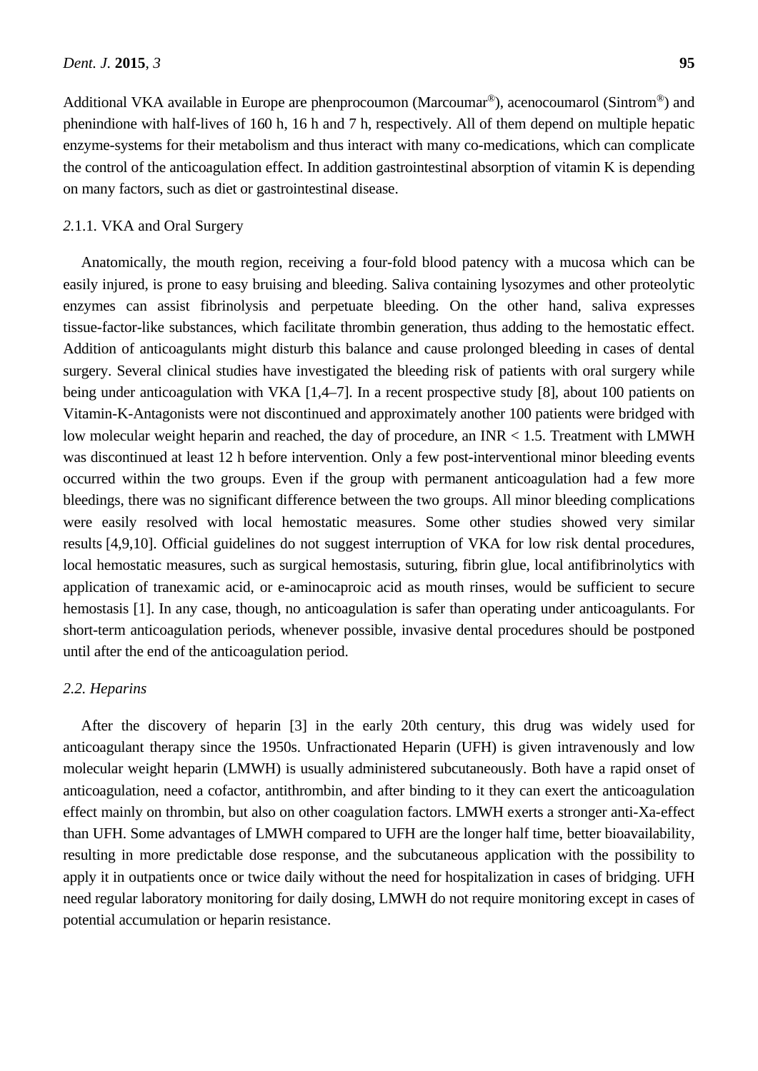Additional VKA available in Europe are phenprocoumon (Marcoumar®), acenocoumarol (Sintrom®) and phenindione with half-lives of 160 h, 16 h and 7 h, respectively. All of them depend on multiple hepatic enzyme-systems for their metabolism and thus interact with many co-medications, which can complicate the control of the anticoagulation effect. In addition gastrointestinal absorption of vitamin K is depending on many factors, such as diet or gastrointestinal disease.

#### *2*.1.1. VKA and Oral Surgery

Anatomically, the mouth region, receiving a four-fold blood patency with a mucosa which can be easily injured, is prone to easy bruising and bleeding. Saliva containing lysozymes and other proteolytic enzymes can assist fibrinolysis and perpetuate bleeding. On the other hand, saliva expresses tissue-factor-like substances, which facilitate thrombin generation, thus adding to the hemostatic effect. Addition of anticoagulants might disturb this balance and cause prolonged bleeding in cases of dental surgery. Several clinical studies have investigated the bleeding risk of patients with oral surgery while being under anticoagulation with VKA [1,4–7]. In a recent prospective study [8], about 100 patients on Vitamin-K-Antagonists were not discontinued and approximately another 100 patients were bridged with low molecular weight heparin and reached, the day of procedure, an INR < 1.5. Treatment with LMWH was discontinued at least 12 h before intervention. Only a few post-interventional minor bleeding events occurred within the two groups. Even if the group with permanent anticoagulation had a few more bleedings, there was no significant difference between the two groups. All minor bleeding complications were easily resolved with local hemostatic measures. Some other studies showed very similar results [4,9,10]. Official guidelines do not suggest interruption of VKA for low risk dental procedures, local hemostatic measures, such as surgical hemostasis, suturing, fibrin glue, local antifibrinolytics with application of tranexamic acid, or e-aminocaproic acid as mouth rinses, would be sufficient to secure hemostasis [1]. In any case, though, no anticoagulation is safer than operating under anticoagulants. For short-term anticoagulation periods, whenever possible, invasive dental procedures should be postponed until after the end of the anticoagulation period.

### *2.2. Heparins*

After the discovery of heparin [3] in the early 20th century, this drug was widely used for anticoagulant therapy since the 1950s. Unfractionated Heparin (UFH) is given intravenously and low molecular weight heparin (LMWH) is usually administered subcutaneously. Both have a rapid onset of anticoagulation, need a cofactor, antithrombin, and after binding to it they can exert the anticoagulation effect mainly on thrombin, but also on other coagulation factors. LMWH exerts a stronger anti-Xa-effect than UFH. Some advantages of LMWH compared to UFH are the longer half time, better bioavailability, resulting in more predictable dose response, and the subcutaneous application with the possibility to apply it in outpatients once or twice daily without the need for hospitalization in cases of bridging. UFH need regular laboratory monitoring for daily dosing, LMWH do not require monitoring except in cases of potential accumulation or heparin resistance.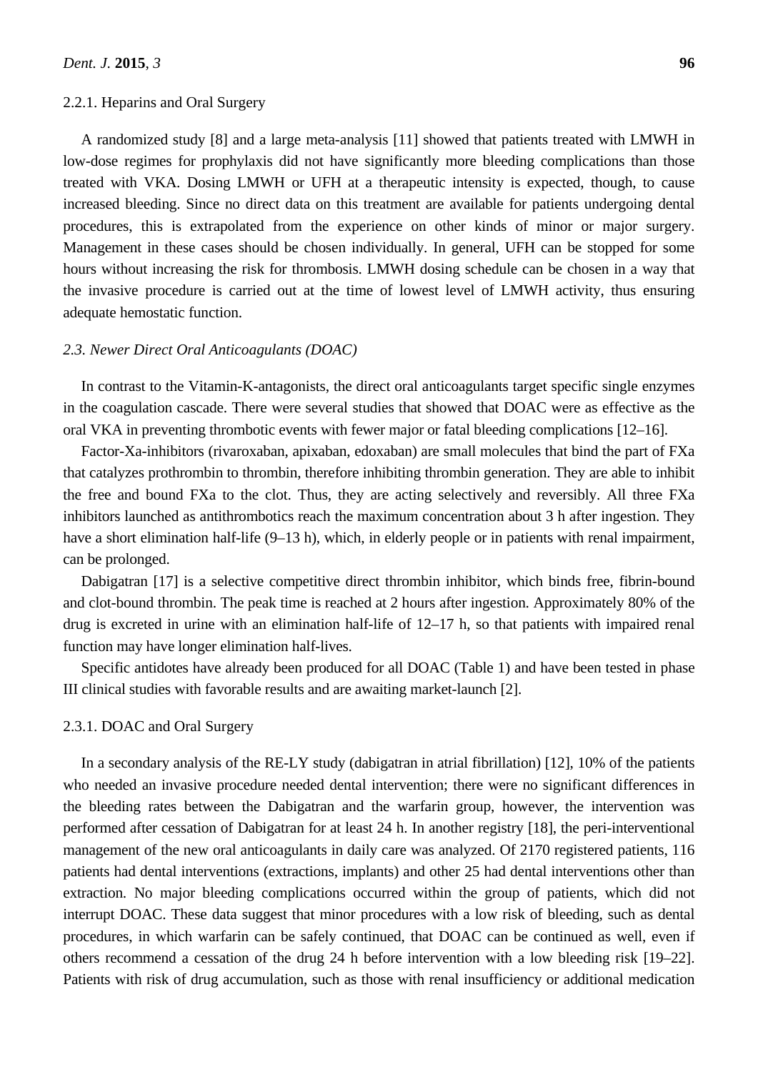#### 2.2.1. Heparins and Oral Surgery

A randomized study [8] and a large meta-analysis [11] showed that patients treated with LMWH in low-dose regimes for prophylaxis did not have significantly more bleeding complications than those treated with VKA. Dosing LMWH or UFH at a therapeutic intensity is expected, though, to cause increased bleeding. Since no direct data on this treatment are available for patients undergoing dental procedures, this is extrapolated from the experience on other kinds of minor or major surgery. Management in these cases should be chosen individually. In general, UFH can be stopped for some hours without increasing the risk for thrombosis. LMWH dosing schedule can be chosen in a way that the invasive procedure is carried out at the time of lowest level of LMWH activity, thus ensuring adequate hemostatic function.

### *2.3. Newer Direct Oral Anticoagulants (DOAC)*

In contrast to the Vitamin-K-antagonists, the direct oral anticoagulants target specific single enzymes in the coagulation cascade. There were several studies that showed that DOAC were as effective as the oral VKA in preventing thrombotic events with fewer major or fatal bleeding complications [12–16].

Factor-Xa-inhibitors (rivaroxaban, apixaban, edoxaban) are small molecules that bind the part of FXa that catalyzes prothrombin to thrombin, therefore inhibiting thrombin generation. They are able to inhibit the free and bound FXa to the clot. Thus, they are acting selectively and reversibly. All three FXa inhibitors launched as antithrombotics reach the maximum concentration about 3 h after ingestion. They have a short elimination half-life (9–13 h), which, in elderly people or in patients with renal impairment, can be prolonged.

Dabigatran [17] is a selective competitive direct thrombin inhibitor, which binds free, fibrin-bound and clot-bound thrombin. The peak time is reached at 2 hours after ingestion. Approximately 80% of the drug is excreted in urine with an elimination half-life of 12–17 h, so that patients with impaired renal function may have longer elimination half-lives.

Specific antidotes have already been produced for all DOAC (Table 1) and have been tested in phase III clinical studies with favorable results and are awaiting market-launch [2].

#### 2.3.1. DOAC and Oral Surgery

In a secondary analysis of the RE-LY study (dabigatran in atrial fibrillation) [12], 10% of the patients who needed an invasive procedure needed dental intervention; there were no significant differences in the bleeding rates between the Dabigatran and the warfarin group, however, the intervention was performed after cessation of Dabigatran for at least 24 h. In another registry [18], the peri-interventional management of the new oral anticoagulants in daily care was analyzed. Of 2170 registered patients, 116 patients had dental interventions (extractions, implants) and other 25 had dental interventions other than extraction. No major bleeding complications occurred within the group of patients, which did not interrupt DOAC. These data suggest that minor procedures with a low risk of bleeding, such as dental procedures, in which warfarin can be safely continued, that DOAC can be continued as well, even if others recommend a cessation of the drug 24 h before intervention with a low bleeding risk [19–22]. Patients with risk of drug accumulation, such as those with renal insufficiency or additional medication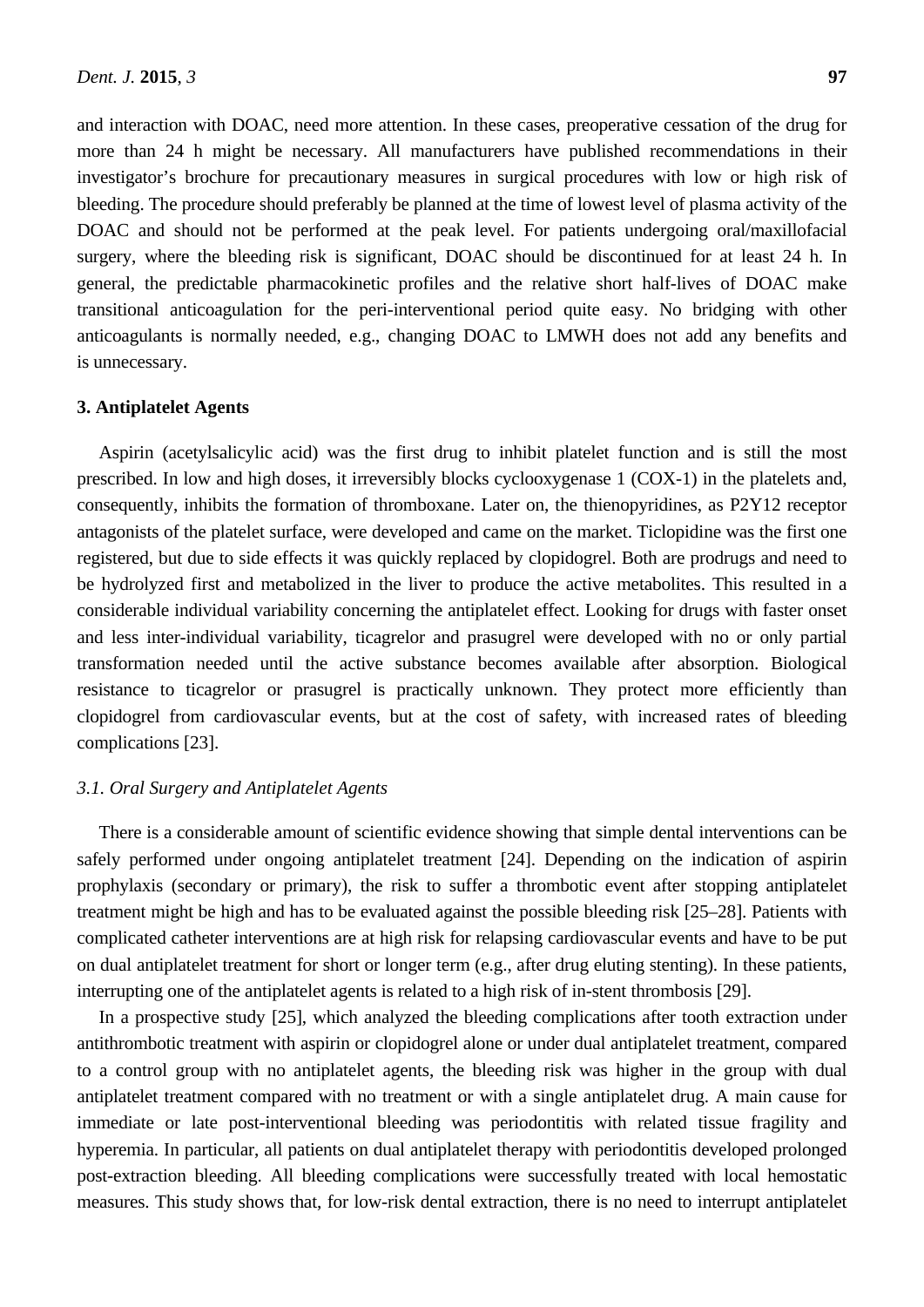and interaction with DOAC, need more attention. In these cases, preoperative cessation of the drug for more than 24 h might be necessary. All manufacturers have published recommendations in their investigator's brochure for precautionary measures in surgical procedures with low or high risk of bleeding. The procedure should preferably be planned at the time of lowest level of plasma activity of the DOAC and should not be performed at the peak level. For patients undergoing oral/maxillofacial surgery, where the bleeding risk is significant, DOAC should be discontinued for at least 24 h. In general, the predictable pharmacokinetic profiles and the relative short half-lives of DOAC make transitional anticoagulation for the peri-interventional period quite easy. No bridging with other anticoagulants is normally needed, e.g., changing DOAC to LMWH does not add any benefits and is unnecessary.

## 3. Antiplatelet Agents

Aspirin (acetylsalicylic acid) was the first drug to inhibit platelet function and is still the most prescribed. In low and high doses, it irreversibly blocks cyclooxygenase 1 (COX-1) in the platelets and, consequently, inhibits the formation of thromboxane. Later on, the thienopyridines, as P2Y12 receptor antagonists of the platelet surface, were developed and came on the market. Ticlopidine was the first one registered, but due to side effects it was quickly replaced by clopidogrel. Both are prodrugs and need to be hydrolyzed first and metabolized in the liver to produce the active metabolites. This resulted in a considerable individual variability concerning the antiplatelet effect. Looking for drugs with faster onset and less inter-individual variability, ticagrelor and prasugrel were developed with no or only partial transformation needed until the active substance becomes available after absorption. Biological resistance to ticagrelor or prasugrel is practically unknown. They protect more efficiently than clopidogrel from cardiovascular events, but at the cost of safety, with increased rates of bleeding complications [23].

### *3.1. Oral Surgery and Antiplatelet Agents*

There is a considerable amount of scientific evidence showing that simple dental interventions can be safely performed under ongoing antiplatelet treatment [24]. Depending on the indication of aspirin prophylaxis (secondary or primary), the risk to suffer a thrombotic event after stopping antiplatelet treatment might be high and has to be evaluated against the possible bleeding risk [25–28]. Patients with complicated catheter interventions are at high risk for relapsing cardiovascular events and have to be put on dual antiplatelet treatment for short or longer term (e.g., after drug eluting stenting). In these patients, interrupting one of the antiplatelet agents is related to a high risk of in-stent thrombosis [29].

In a prospective study [25], which analyzed the bleeding complications after tooth extraction under antithrombotic treatment with aspirin or clopidogrel alone or under dual antiplatelet treatment, compared to a control group with no antiplatelet agents, the bleeding risk was higher in the group with dual antiplatelet treatment compared with no treatment or with a single antiplatelet drug. A main cause for immediate or late post-interventional bleeding was periodontitis with related tissue fragility and hyperemia. In particular, all patients on dual antiplatelet therapy with periodontitis developed prolonged post-extraction bleeding. All bleeding complications were successfully treated with local hemostatic measures. This study shows that, for low-risk dental extraction, there is no need to interrupt antiplatelet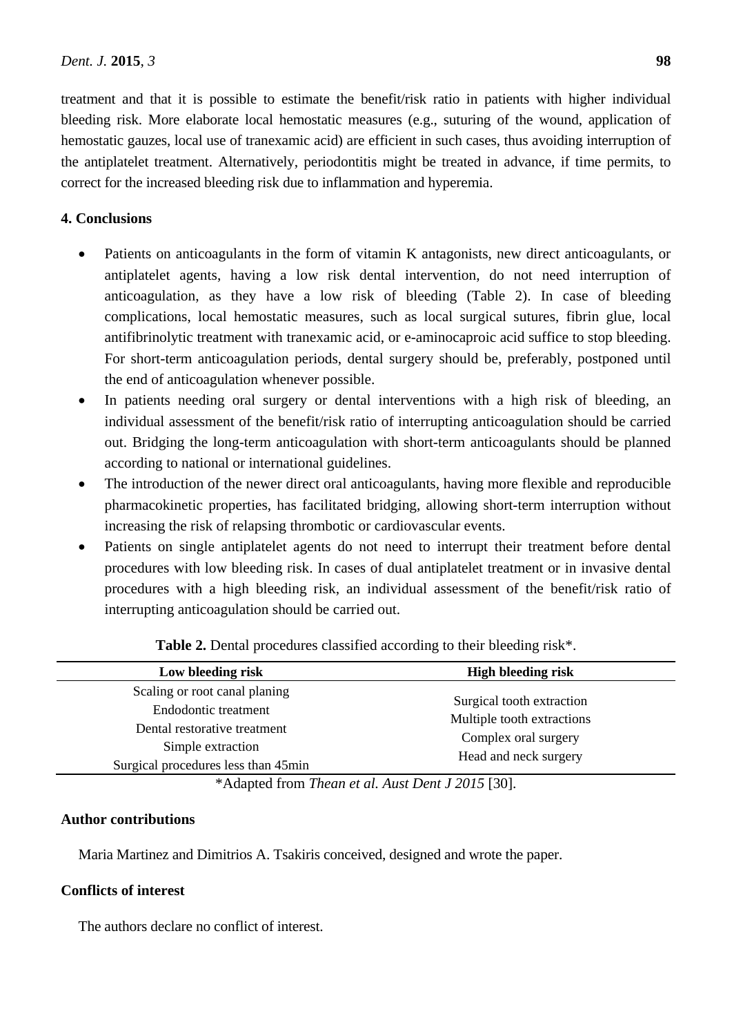treatment and that it is possible to estimate the benefit/risk ratio in patients with higher individual bleeding risk. More elaborate local hemostatic measures (e.g., suturing of the wound, application of hemostatic gauzes, local use of tranexamic acid) are efficient in such cases, thus avoiding interruption of the antiplatelet treatment. Alternatively, periodontitis might be treated in advance, if time permits, to correct for the increased bleeding risk due to inflammation and hyperemia.

## 4. Conclusions

- Patients on anticoagulants in the form of vitamin K antagonists, new direct anticoagulants, or antiplatelet agents, having a low risk dental intervention, do not need interruption of anticoagulation, as they have a low risk of bleeding (Table 2). In case of bleeding complications, local hemostatic measures, such as local surgical sutures, fibrin glue, local antifibrinolytic treatment with tranexamic acid, or e-aminocaproic acid suffice to stop bleeding. For short-term anticoagulation periods, dental surgery should be, preferably, postponed until the end of anticoagulation whenever possible.
- In patients needing oral surgery or dental interventions with a high risk of bleeding, an individual assessment of the benefit/risk ratio of interrupting anticoagulation should be carried out. Bridging the long-term anticoagulation with short-term anticoagulants should be planned according to national or international guidelines.
- The introduction of the newer direct oral anticoagulants, having more flexible and reproducible pharmacokinetic properties, has facilitated bridging, allowing short-term interruption without increasing the risk of relapsing thrombotic or cardiovascular events.
- Patients on single antiplatelet agents do not need to interrupt their treatment before dental procedures with low bleeding risk. In cases of dual antiplatelet treatment or in invasive dental procedures with a high bleeding risk, an individual assessment of the benefit/risk ratio of interrupting anticoagulation should be carried out.

**Table 2.** Dental procedures classified according to their bleeding risk*.

| Low bleeding risk | High bleeding risk |
|---|---|
| Scaling or root canal planing | Surgical tooth extraction |
| Endodontic treatment | Multiple tooth extractions |
| Dental restorative treatment | Complex oral surgery |
| Simple extraction | Head and neck surgery |
| Surgical procedures less than 45min | |

*Adapted from *Thean et al. Aust Dent J 2015* [30].

## Author contributions

Maria Martinez and Dimitrios A. Tsakiris conceived, designed and wrote the paper.

## Conflicts of interest

The authors declare no conflict of interest.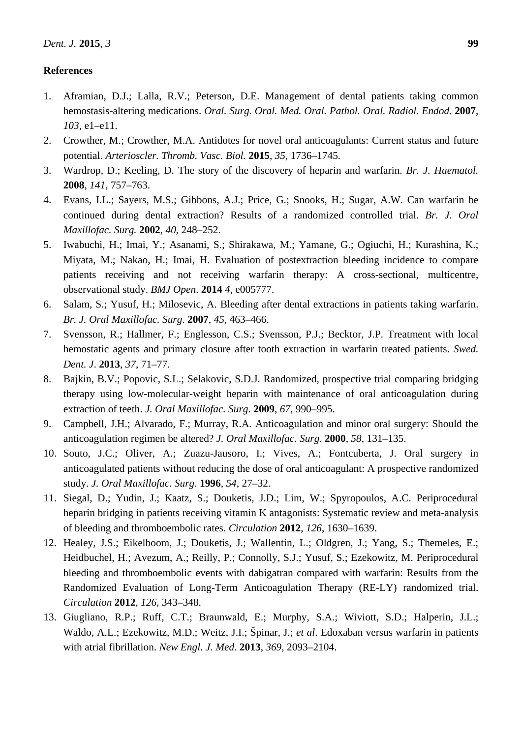## References

1. Aframian, D.J.; Lalla, R.V.; Peterson, D.E. Management of dental patients taking common hemostasis-altering medications. *Oral. Surg. Oral. Med. Oral. Pathol. Oral. Radiol. Endod.* **2007**, *103*, e1–e11.
2. Crowther, M.; Crowther, M.A. Antidotes for novel oral anticoagulants: Current status and future potential. *Arterioscler. Thromb. Vasc. Biol.* **2015**, *35*, 1736–1745.
3. Wardrop, D.; Keeling, D. The story of the discovery of heparin and warfarin. *Br. J. Haematol.* **2008**, *141*, 757–763.
4. Evans, I.L.; Sayers, M.S.; Gibbons, A.J.; Price, G.; Snooks, H.; Sugar, A.W. Can warfarin be continued during dental extraction? Results of a randomized controlled trial. *Br. J. Oral Maxillofac. Surg.* **2002**, *40*, 248–252.
5. Iwabuchi, H.; Imai, Y.; Asanami, S.; Shirakawa, M.; Yamane, G.; Ogiuchi, H.; Kurashina, K.; Miyata, M.; Nakao, H.; Imai, H. Evaluation of postextraction bleeding incidence to compare patients receiving and not receiving warfarin therapy: A cross-sectional, multicentre, observational study. *BMJ Open*. **2014** *4*, e005777.
6. Salam, S.; Yusuf, H.; Milosevic, A. Bleeding after dental extractions in patients taking warfarin. *Br. J. Oral Maxillofac. Surg*. **2007**, *45*, 463–466.
7. Svensson, R.; Hallmer, F.; Englesson, C.S.; Svensson, P.J.; Becktor, J.P. Treatment with local hemostatic agents and primary closure after tooth extraction in warfarin treated patients. *Swed. Dent. J*. **2013**, *37*, 71–77.
8. Bajkin, B.V.; Popovic, S.L.; Selakovic, S.D.J. Randomized, prospective trial comparing bridging therapy using low-molecular-weight heparin with maintenance of oral anticoagulation during extraction of teeth. *J. Oral Maxillofac. Surg*. **2009**, *67*, 990–995.
9. Campbell, J.H.; Alvarado, F.; Murray, R.A. Anticoagulation and minor oral surgery: Should the anticoagulation regimen be altered? *J. Oral Maxillofac. Surg.* **2000**, *58*, 131–135.
10. Souto, J.C.; Oliver, A.; Zuazu-Jausoro, I.; Vives, A.; Fontcuberta, J. Oral surgery in anticoagulated patients without reducing the dose of oral anticoagulant: A prospective randomized study. *J. Oral Maxillofac. Surg*. **1996**, *54*, 27–32.
11. Siegal, D.; Yudin, J.; Kaatz, S.; Douketis, J.D.; Lim, W.; Spyropoulos, A.C. Periprocedural heparin bridging in patients receiving vitamin K antagonists: Systematic review and meta-analysis of bleeding and thromboembolic rates. *Circulation* **2012**, *126*, 1630–1639.
12. Healey, J.S.; Eikelboom, J.; Douketis, J.; Wallentin, L.; Oldgren, J.; Yang, S.; Themeles, E.; Heidbuchel, H.; Avezum, A.; Reilly, P.; Connolly, S.J.; Yusuf, S.; Ezekowitz, M. Periprocedural bleeding and thromboembolic events with dabigatran compared with warfarin: Results from the Randomized Evaluation of Long-Term Anticoagulation Therapy (RE-LY) randomized trial. *Circulation* **2012**, *126*, 343–348.
13. Giugliano, R.P.; Ruff, C.T.; Braunwald, E.; Murphy, S.A.; Wiviott, S.D.; Halperin, J.L.; Waldo, A.L.; Ezekowitz, M.D.; Weitz, J.I.; Špinar, J.; *et al*. Edoxaban versus warfarin in patients with atrial fibrillation. *New Engl. J. Med*. **2013**, *369*, 2093–2104.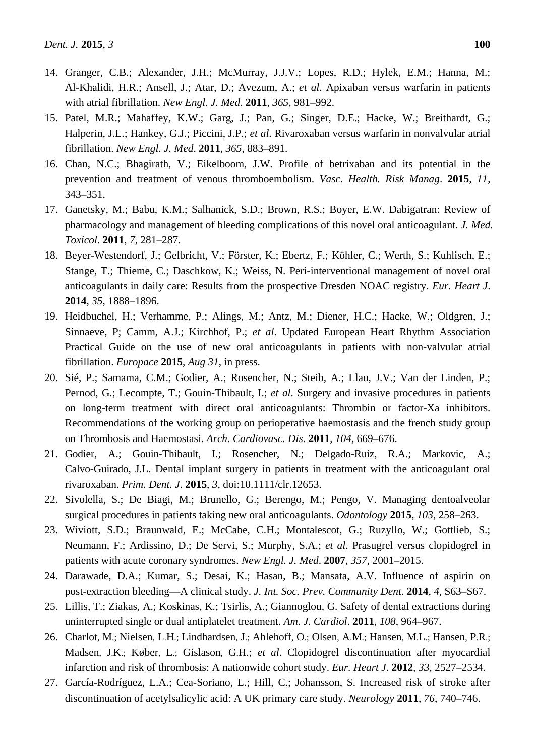14. Granger, C.B.; Alexander, J.H.; McMurray, J.J.V.; Lopes, R.D.; Hylek, E.M.; Hanna, M.; Al-Khalidi, H.R.; Ansell, J.; Atar, D.; Avezum, A.; *et al*. Apixaban versus warfarin in patients with atrial fibrillation. *New Engl. J. Med*. **2011**, *365*, 981–992.
15. Patel, M.R.; Mahaffey, K.W.; Garg, J.; Pan, G.; Singer, D.E.; Hacke, W.; Breithardt, G.; Halperin, J.L.; Hankey, G.J.; Piccini, J.P.; *et al*. Rivaroxaban versus warfarin in nonvalvular atrial fibrillation. *New Engl. J. Med*. **2011**, *365*, 883–891.
16. Chan, N.C.; Bhagirath, V.; Eikelboom, J.W. Profile of betrixaban and its potential in the prevention and treatment of venous thromboembolism. *Vasc. Health. Risk Manag*. **2015**, *11*, 343–351.
17. Ganetsky, M.; Babu, K.M.; Salhanick, S.D.; Brown, R.S.; Boyer, E.W. Dabigatran: Review of pharmacology and management of bleeding complications of this novel oral anticoagulant. *J. Med. Toxicol*. **2011**, *7*, 281–287.
18. Beyer-Westendorf, J.; Gelbricht, V.; Förster, K.; Ebertz, F.; Köhler, C.; Werth, S.; Kuhlisch, E.; Stange, T.; Thieme, C.; Daschkow, K.; Weiss, N. Peri-interventional management of novel oral anticoagulants in daily care: Results from the prospective Dresden NOAC registry. *Eur. Heart J*. **2014**, *35*, 1888–1896.
19. Heidbuchel, H.; Verhamme, P.; Alings, M.; Antz, M.; Diener, H.C.; Hacke, W.; Oldgren, J.; Sinnaeve, P; Camm, A.J.; Kirchhof, P.; *et al*. Updated European Heart Rhythm Association Practical Guide on the use of new oral anticoagulants in patients with non-valvular atrial fibrillation. *Europace* **2015**, *Aug 31*, in press.
20. Sié, P.; Samama, C.M.; Godier, A.; Rosencher, N.; Steib, A.; Llau, J.V.; Van der Linden, P.; Pernod, G.; Lecompte, T.; Gouin-Thibault, I.; *et al*. Surgery and invasive procedures in patients on long-term treatment with direct oral anticoagulants: Thrombin or factor-Xa inhibitors. Recommendations of the working group on perioperative haemostasis and the french study group on Thrombosis and Haemostasi. *Arch. Cardiovasc. Dis*. **2011**, *104*, 669–676.
21. Godier, A.; Gouin-Thibault, I.; Rosencher, N.; Delgado-Ruiz, R.A.; Markovic, A.; Calvo-Guirado, J.L. Dental implant surgery in patients in treatment with the anticoagulant oral rivaroxaban. *Prim. Dent. J*. **2015**, *3*, doi:10.1111/clr.12653.
22. Sivolella, S.; De Biagi, M.; Brunello, G.; Berengo, M.; Pengo, V. Managing dentoalveolar surgical procedures in patients taking new oral anticoagulants. *Odontology* **2015**, *103*, 258–263.
23. Wiviott, S.D.; Braunwald, E.; McCabe, C.H.; Montalescot, G.; Ruzyllo, W.; Gottlieb, S.; Neumann, F.; Ardissino, D.; De Servi, S.; Murphy, S.A.; *et al*. Prasugrel versus clopidogrel in patients with acute coronary syndromes. *New Engl. J. Med*. **2007**, *357*, 2001–2015.
24. Darawade, D.A.; Kumar, S.; Desai, K.; Hasan, B.; Mansata, A.V. Influence of aspirin on post-extraction bleeding—A clinical study. *J. Int. Soc. Prev. Community Dent*. **2014**, *4*, S63–S67.
25. Lillis, T.; Ziakas, A.; Koskinas, K.; Tsirlis, A.; Giannoglou, G. Safety of dental extractions during uninterrupted single or dual antiplatelet treatment. *Am. J. Cardiol*. **2011**, *108*, 964–967.
26. Charlot, M.; Nielsen, L.H.; Lindhardsen, J.; Ahlehoff, O.; Olsen, A.M.; Hansen, M.L.; Hansen, P.R.; Madsen, J.K.; Køber, L.; Gislason, G.H.; *et al*. Clopidogrel discontinuation after myocardial infarction and risk of thrombosis: A nationwide cohort study. *Eur. Heart J*. **2012**, *33*, 2527–2534.
27. García-Rodríguez, L.A.; Cea-Soriano, L.; Hill, C.; Johansson, S. Increased risk of stroke after discontinuation of acetylsalicylic acid: A UK primary care study. *Neurology* **2011**, *76*, 740–746.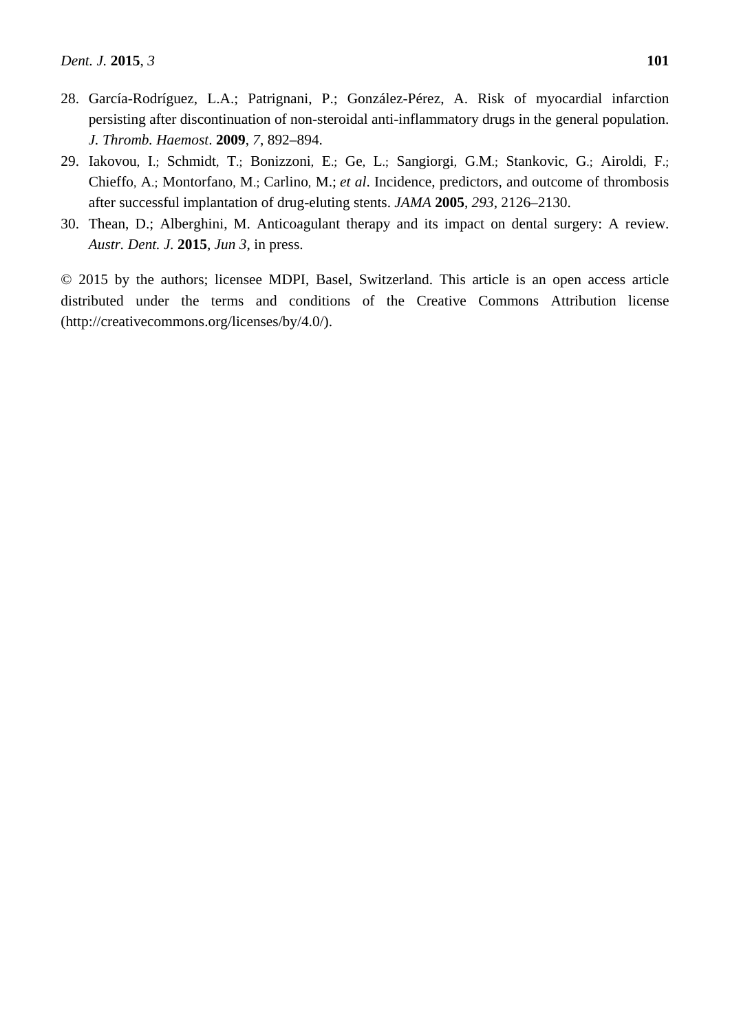28. García-Rodríguez, L.A.; Patrignani, P.; González-Pérez, A. Risk of myocardial infarction persisting after discontinuation of non-steroidal anti-inflammatory drugs in the general population. *J. Thromb. Haemost*. **2009**, *7*, 892–894.
29. Iakovou, I.; Schmidt, T.; Bonizzoni, E.; Ge, L.; Sangiorgi, G.M.; Stankovic, G.; Airoldi, F.; Chieffo, A.; Montorfano, M.; Carlino, M.; *et al*. Incidence, predictors, and outcome of thrombosis after successful implantation of drug-eluting stents. *JAMA* **2005**, *293*, 2126–2130.
30. Thean, D.; Alberghini, M. Anticoagulant therapy and its impact on dental surgery: A review. *Austr. Dent. J.* **2015**, *Jun 3*, in press.

© 2015 by the authors; licensee MDPI, Basel, Switzerland. This article is an open access article distributed under the terms and conditions of the Creative Commons Attribution license (http://creativecommons.org/licenses/by/4.0/).